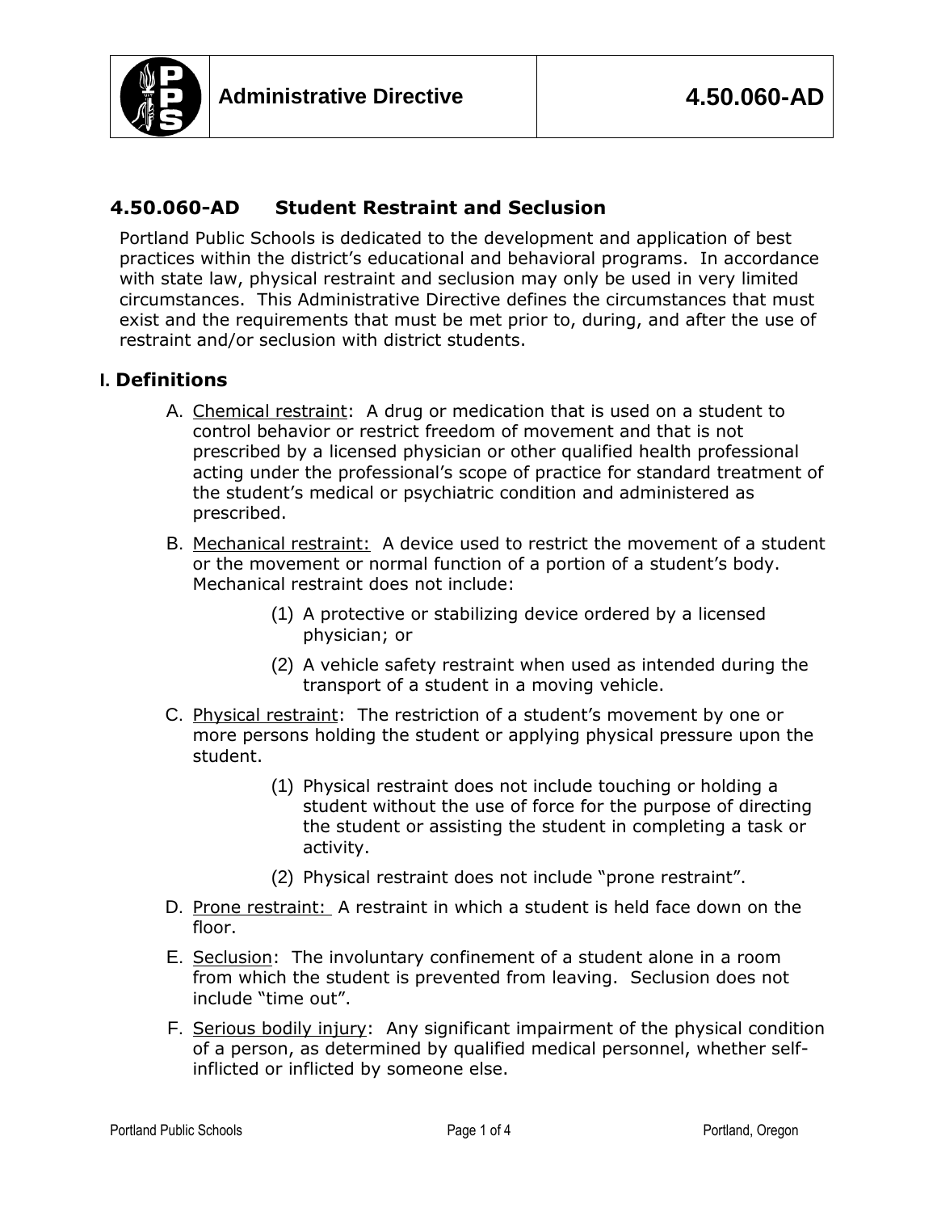| | Administrative Directive | 4.50.060-AD |
|---|---|---|

## 4.50.060-AD Student Restraint and Seclusion

Portland Public Schools is dedicated to the development and application of best practices within the district's educational and behavioral programs. In accordance with state law, physical restraint and seclusion may only be used in very limited circumstances. This Administrative Directive defines the circumstances that must exist and the requirements that must be met prior to, during, and after the use of restraint and/or seclusion with district students.

### I. Definitions

A. Chemical restraint: A drug or medication that is used on a student to control behavior or restrict freedom of movement and that is not prescribed by a licensed physician or other qualified health professional acting under the professional's scope of practice for standard treatment of the student's medical or psychiatric condition and administered as prescribed.

B. Mechanical restraint: A device used to restrict the movement of a student or the movement or normal function of a portion of a student's body. Mechanical restraint does not include:

(1) A protective or stabilizing device ordered by a licensed physician; or

(2) A vehicle safety restraint when used as intended during the transport of a student in a moving vehicle.

C. Physical restraint: The restriction of a student's movement by one or more persons holding the student or applying physical pressure upon the student.

(1) Physical restraint does not include touching or holding a student without the use of force for the purpose of directing the student or assisting the student in completing a task or activity.

(2) Physical restraint does not include "prone restraint".

D. Prone restraint: A restraint in which a student is held face down on the floor.

E. Seclusion: The involuntary confinement of a student alone in a room from which the student is prevented from leaving. Seclusion does not include "time out".

F. Serious bodily injury: Any significant impairment of the physical condition of a person, as determined by qualified medical personnel, whether self-inflicted or inflicted by someone else.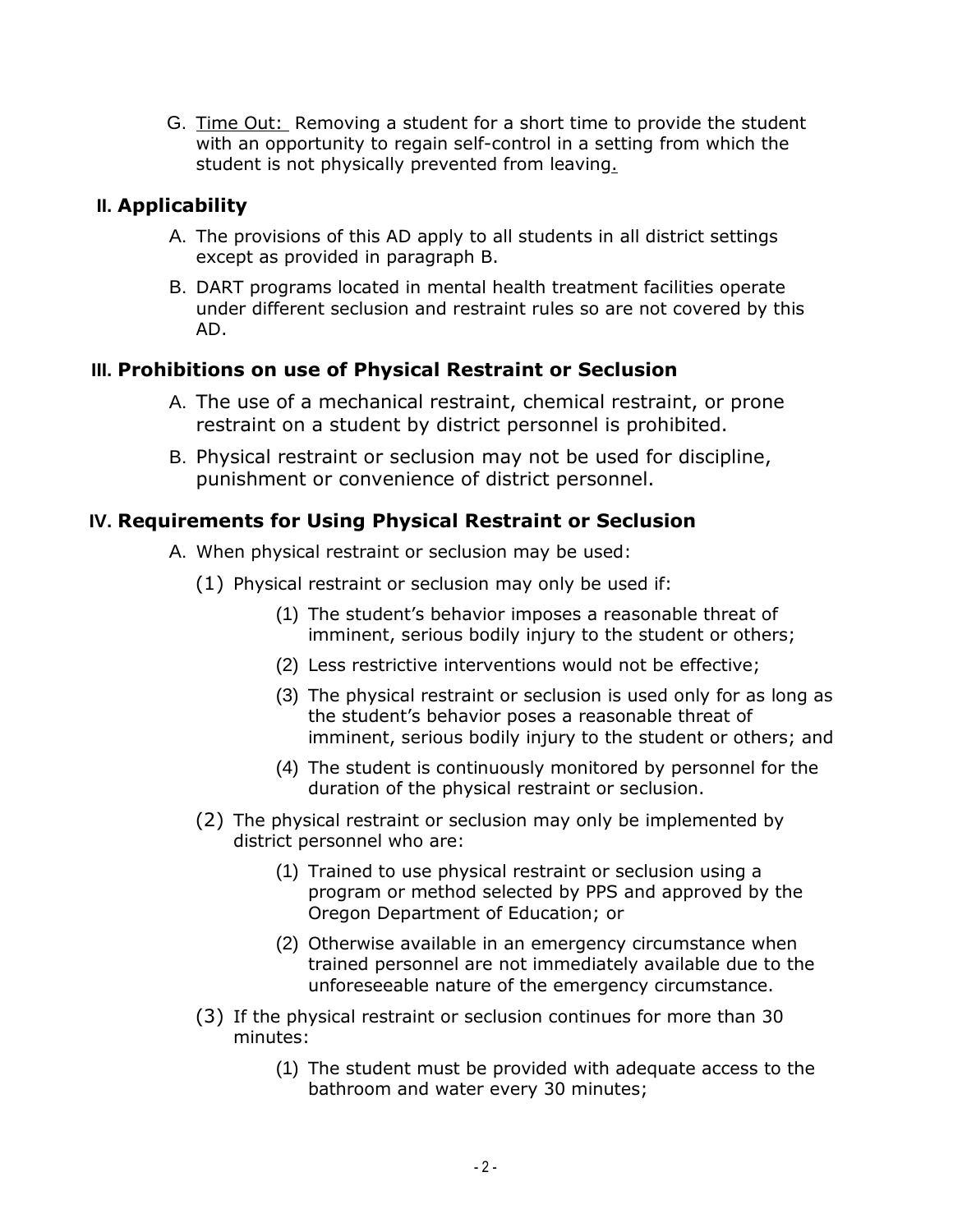G. <u>Time Out:</u> Removing a student for a short time to provide the student with an opportunity to regain self-control in a setting from which the student is not physically prevented from leaving.

## II. Applicability

A. The provisions of this AD apply to all students in all district settings except as provided in paragraph B.

B. DART programs located in mental health treatment facilities operate under different seclusion and restraint rules so are not covered by this AD.

## III. Prohibitions on use of Physical Restraint or Seclusion

A. The use of a mechanical restraint, chemical restraint, or prone restraint on a student by district personnel is prohibited.

B. Physical restraint or seclusion may not be used for discipline, punishment or convenience of district personnel.

## IV. Requirements for Using Physical Restraint or Seclusion

A. When physical restraint or seclusion may be used:

(1) Physical restraint or seclusion may only be used if:

- (1) The student's behavior imposes a reasonable threat of imminent, serious bodily injury to the student or others;
- (2) Less restrictive interventions would not be effective;
- (3) The physical restraint or seclusion is used only for as long as the student's behavior poses a reasonable threat of imminent, serious bodily injury to the student or others; and
- (4) The student is continuously monitored by personnel for the duration of the physical restraint or seclusion.

(2) The physical restraint or seclusion may only be implemented by district personnel who are:

- (1) Trained to use physical restraint or seclusion using a program or method selected by PPS and approved by the Oregon Department of Education; or
- (2) Otherwise available in an emergency circumstance when trained personnel are not immediately available due to the unforeseeable nature of the emergency circumstance.

(3) If the physical restraint or seclusion continues for more than 30 minutes:

- (1) The student must be provided with adequate access to the bathroom and water every 30 minutes;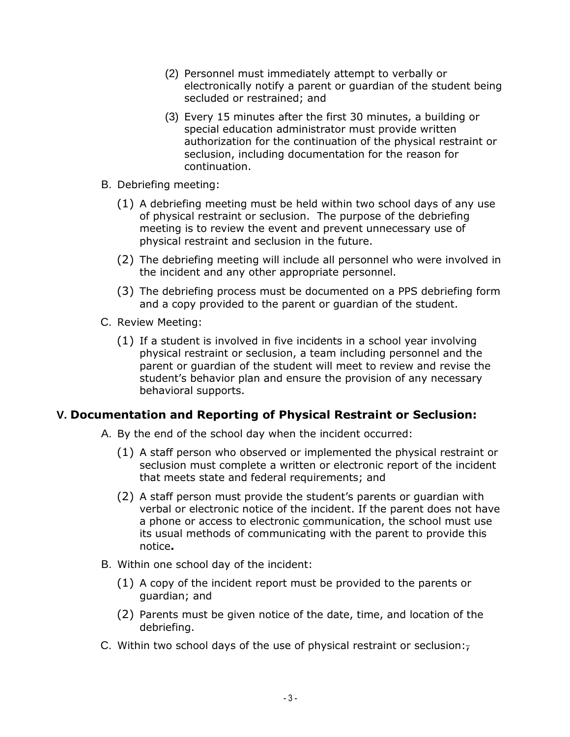(2) Personnel must immediately attempt to verbally or electronically notify a parent or guardian of the student being secluded or restrained; and

(3) Every 15 minutes after the first 30 minutes, a building or special education administrator must provide written authorization for the continuation of the physical restraint or seclusion, including documentation for the reason for continuation.

B. Debriefing meeting:

(1) A debriefing meeting must be held within two school days of any use of physical restraint or seclusion. The purpose of the debriefing meeting is to review the event and prevent unnecessary use of physical restraint and seclusion in the future.

(2) The debriefing meeting will include all personnel who were involved in the incident and any other appropriate personnel.

(3) The debriefing process must be documented on a PPS debriefing form and a copy provided to the parent or guardian of the student.

C. Review Meeting:

(1) If a student is involved in five incidents in a school year involving physical restraint or seclusion, a team including personnel and the parent or guardian of the student will meet to review and revise the student's behavior plan and ensure the provision of any necessary behavioral supports.

## V. Documentation and Reporting of Physical Restraint or Seclusion:

A. By the end of the school day when the incident occurred:

(1) A staff person who observed or implemented the physical restraint or seclusion must complete a written or electronic report of the incident that meets state and federal requirements; and

(2) A staff person must provide the student's parents or guardian with verbal or electronic notice of the incident. If the parent does not have a phone or access to electronic communication, the school must use its usual methods of communicating with the parent to provide this notice**.**

B. Within one school day of the incident:

(1) A copy of the incident report must be provided to the parents or guardian; and

(2) Parents must be given notice of the date, time, and location of the debriefing.

C. Within two school days of the use of physical restraint or seclusion: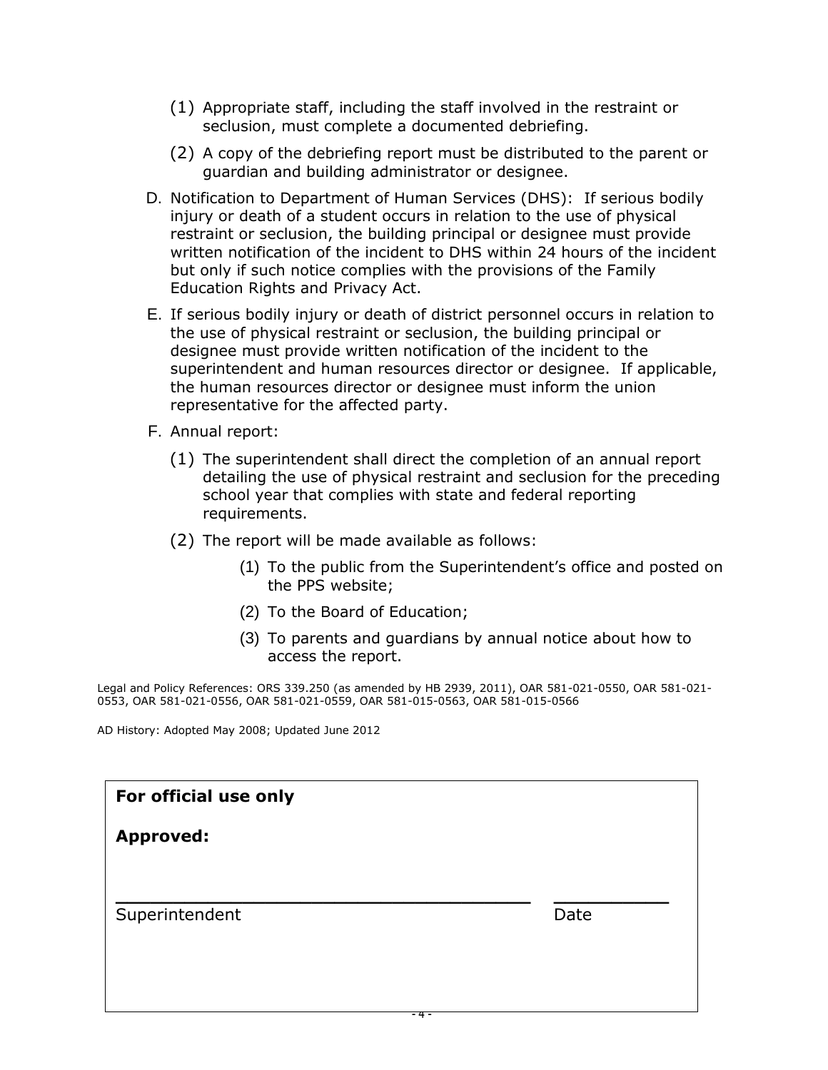(1) Appropriate staff, including the staff involved in the restraint or seclusion, must complete a documented debriefing.

(2) A copy of the debriefing report must be distributed to the parent or guardian and building administrator or designee.

D. Notification to Department of Human Services (DHS): If serious bodily injury or death of a student occurs in relation to the use of physical restraint or seclusion, the building principal or designee must provide written notification of the incident to DHS within 24 hours of the incident but only if such notice complies with the provisions of the Family Education Rights and Privacy Act.

E. If serious bodily injury or death of district personnel occurs in relation to the use of physical restraint or seclusion, the building principal or designee must provide written notification of the incident to the superintendent and human resources director or designee. If applicable, the human resources director or designee must inform the union representative for the affected party.

F. Annual report:

(1) The superintendent shall direct the completion of an annual report detailing the use of physical restraint and seclusion for the preceding school year that complies with state and federal reporting requirements.

(2) The report will be made available as follows:

(1) To the public from the Superintendent's office and posted on the PPS website;

(2) To the Board of Education;

(3) To parents and guardians by annual notice about how to access the report.

Legal and Policy References: ORS 339.250 (as amended by HB 2939, 2011), OAR 581-021-0550, OAR 581-021-0553, OAR 581-021-0556, OAR 581-021-0559, OAR 581-015-0563, OAR 581-015-0566

AD History: Adopted May 2008; Updated June 2012

**For official use only**

**Approved:**

_____________________________________ __________

Superintendent Date